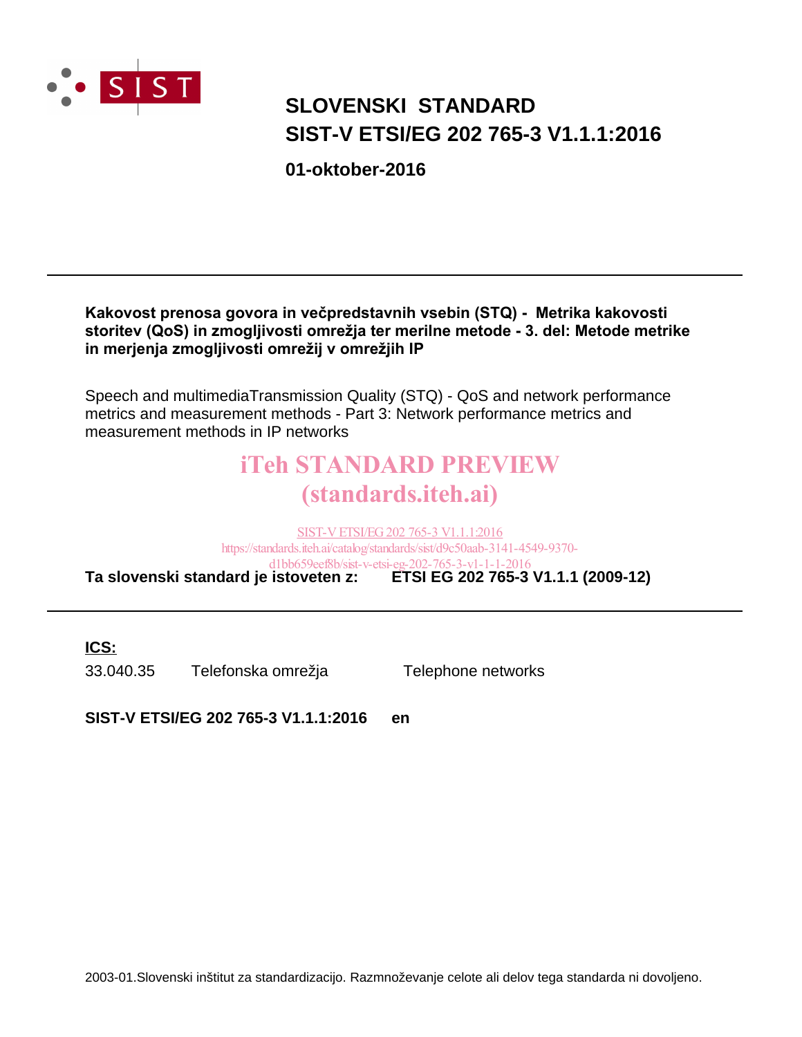SIST

# SLOVENSKI STANDARD
# SIST-V ETSI/EG 202 765-3 V1.1.1:2016

**01-oktober-2016**

---

**Kakovost prenosa govora in večpredstavnih vsebin (STQ) - Metrika kakovosti storitev (QoS) in zmogljivosti omrežja ter merilne metode - 3. del: Metode metrike in merjenja zmogljivosti omrežij v omrežjih IP**

Speech and multimediaTransmission Quality (STQ) - QoS and network performance metrics and measurement methods - Part 3: Network performance metrics and measurement methods in IP networks

iTeh STANDARD PREVIEW
(standards.iteh.ai)

SIST-V ETSI/EG 202 765-3 V1.1.1:2016
https://standards.iteh.ai/catalog/standards/sist/d9c50aab-3141-4549-9370-d1bb659eef8b/sist-v-etsi-eg-202-765-3-v1-1-1-2016

**Ta slovenski standard je istoveten z:** **ETSI EG 202 765-3 V1.1.1 (2009-12)**

---

**ICS:**

| | | |
|---|---|---|
| 33.040.35 | Telefonska omrežja | Telephone networks |

**SIST-V ETSI/EG 202 765-3 V1.1.1:2016** **en**

2003-01.Slovenski inštitut za standardizacijo. Razmnoževanje celote ali delov tega standarda ni dovoljeno.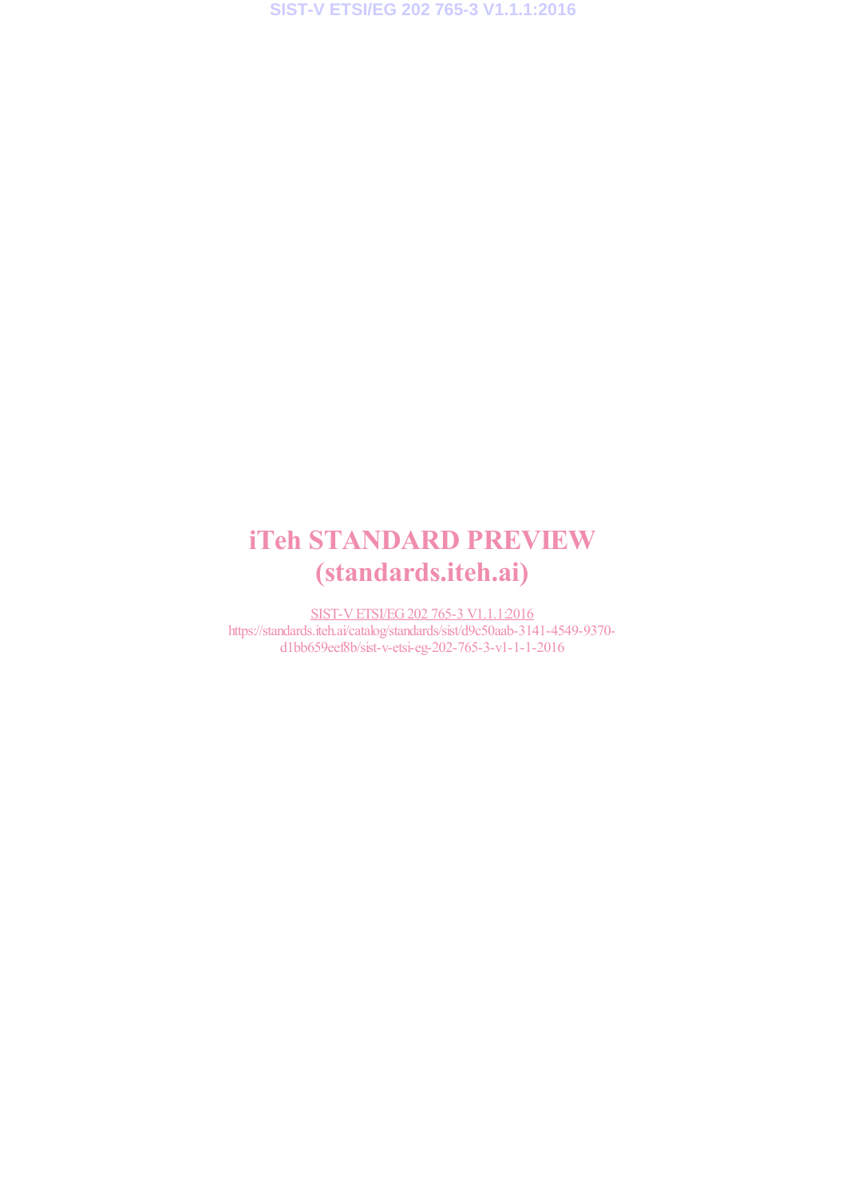iTeh STANDARD PREVIEW
(standards.iteh.ai)

SIST-V ETSI/EG 202 765-3 V1.1.1:2016
https://standards.iteh.ai/catalog/standards/sist/d9c50aab-3141-4549-9370-d1bb659eef8b/sist-v-etsi-eg-202-765-3-v1-1-1-2016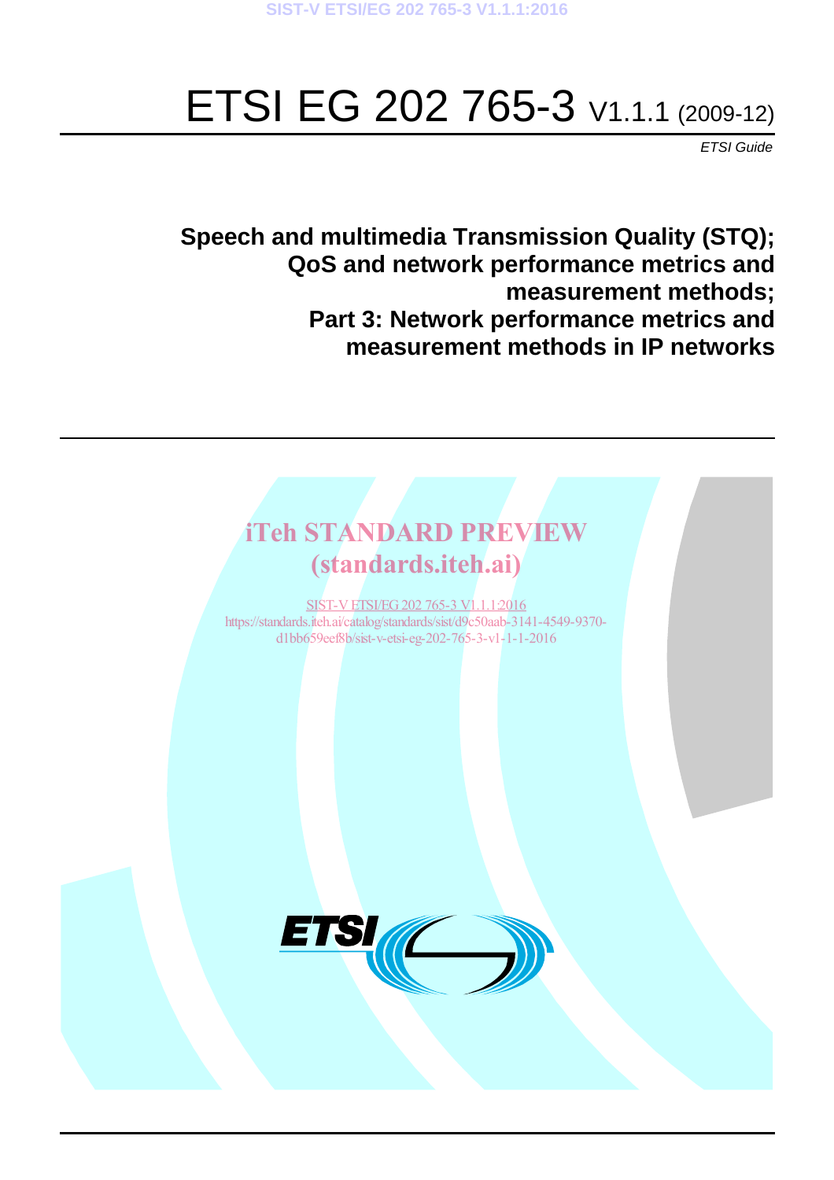# ETSI EG 202 765-3 V1.1.1 (2009-12)

*ETSI Guide*

**Speech and multimedia Transmission Quality (STQ); QoS and network performance metrics and measurement methods; Part 3: Network performance metrics and measurement methods in IP networks**

iTeh STANDARD PREVIEW
(standards.iteh.ai)

SIST-V ETSI/EG 202 765-3 V1.1.1:2016
https://standards.iteh.ai/catalog/standards/sist/d9c50aab-3141-4549-9370-d1bb659eef8b/sist-v-etsi-eg-202-765-3-v1-1-1-2016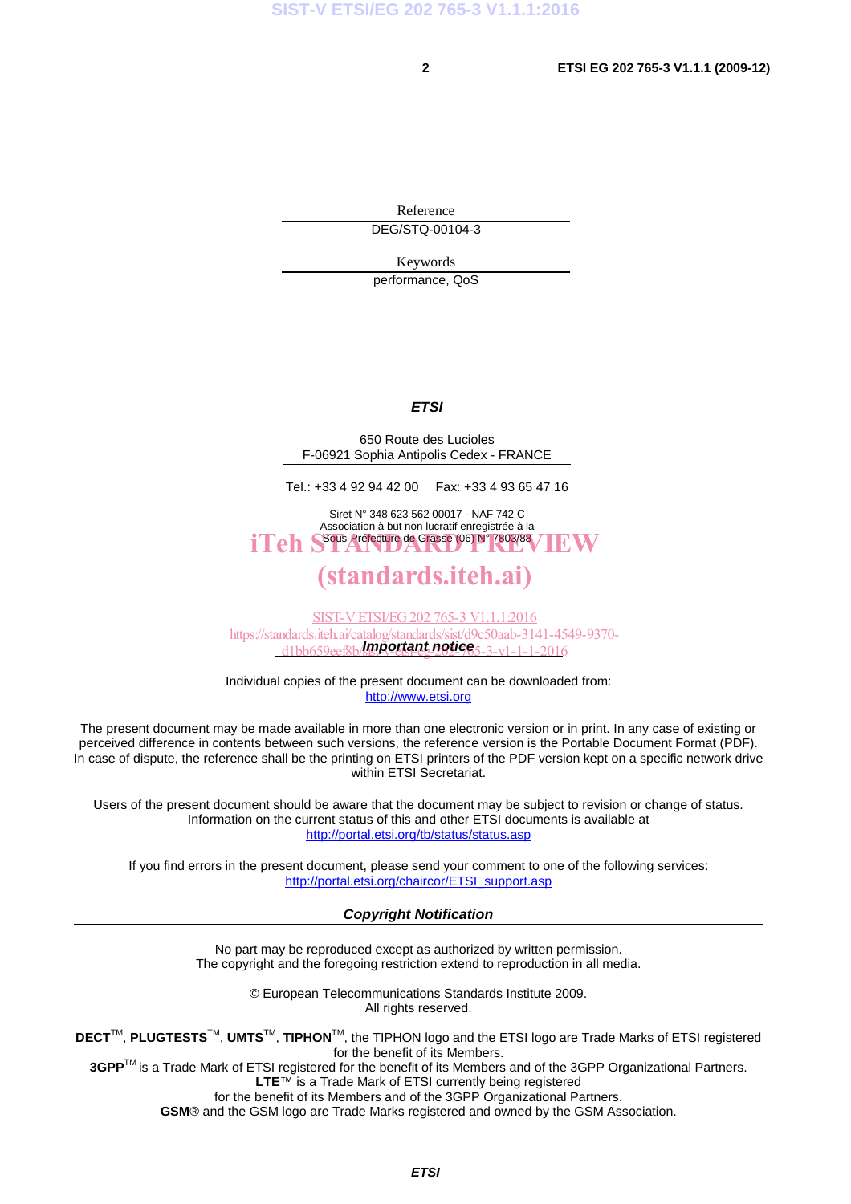Reference

DEG/STQ-00104-3

Keywords

performance, QoS

***ETSI***

650 Route des Lucioles
F-06921 Sophia Antipolis Cedex - FRANCE

Tel.: +33 4 92 94 42 00   Fax: +33 4 93 65 47 16

Siret N° 348 623 562 00017 - NAF 742 C
Association à but non lucratif enregistrée à la
Sous-Préfecture de Grasse (06) N° 7803/88

***Important notice***

Individual copies of the present document can be downloaded from:
http://www.etsi.org

The present document may be made available in more than one electronic version or in print. In any case of existing or perceived difference in contents between such versions, the reference version is the Portable Document Format (PDF). In case of dispute, the reference shall be the printing on ETSI printers of the PDF version kept on a specific network drive within ETSI Secretariat.

Users of the present document should be aware that the document may be subject to revision or change of status. Information on the current status of this and other ETSI documents is available at
http://portal.etsi.org/tb/status/status.asp

If you find errors in the present document, please send your comment to one of the following services:
http://portal.etsi.org/chaircor/ETSI_support.asp

***Copyright Notification***

No part may be reproduced except as authorized by written permission.
The copyright and the foregoing restriction extend to reproduction in all media.

© European Telecommunications Standards Institute 2009.
All rights reserved.

**DECT**™, **PLUGTESTS**™, **UMTS**™, **TIPHON**™, the TIPHON logo and the ETSI logo are Trade Marks of ETSI registered for the benefit of its Members.
**3GPP**™ is a Trade Mark of ETSI registered for the benefit of its Members and of the 3GPP Organizational Partners.
**LTE**™ is a Trade Mark of ETSI currently being registered
for the benefit of its Members and of the 3GPP Organizational Partners.
**GSM**® and the GSM logo are Trade Marks registered and owned by the GSM Association.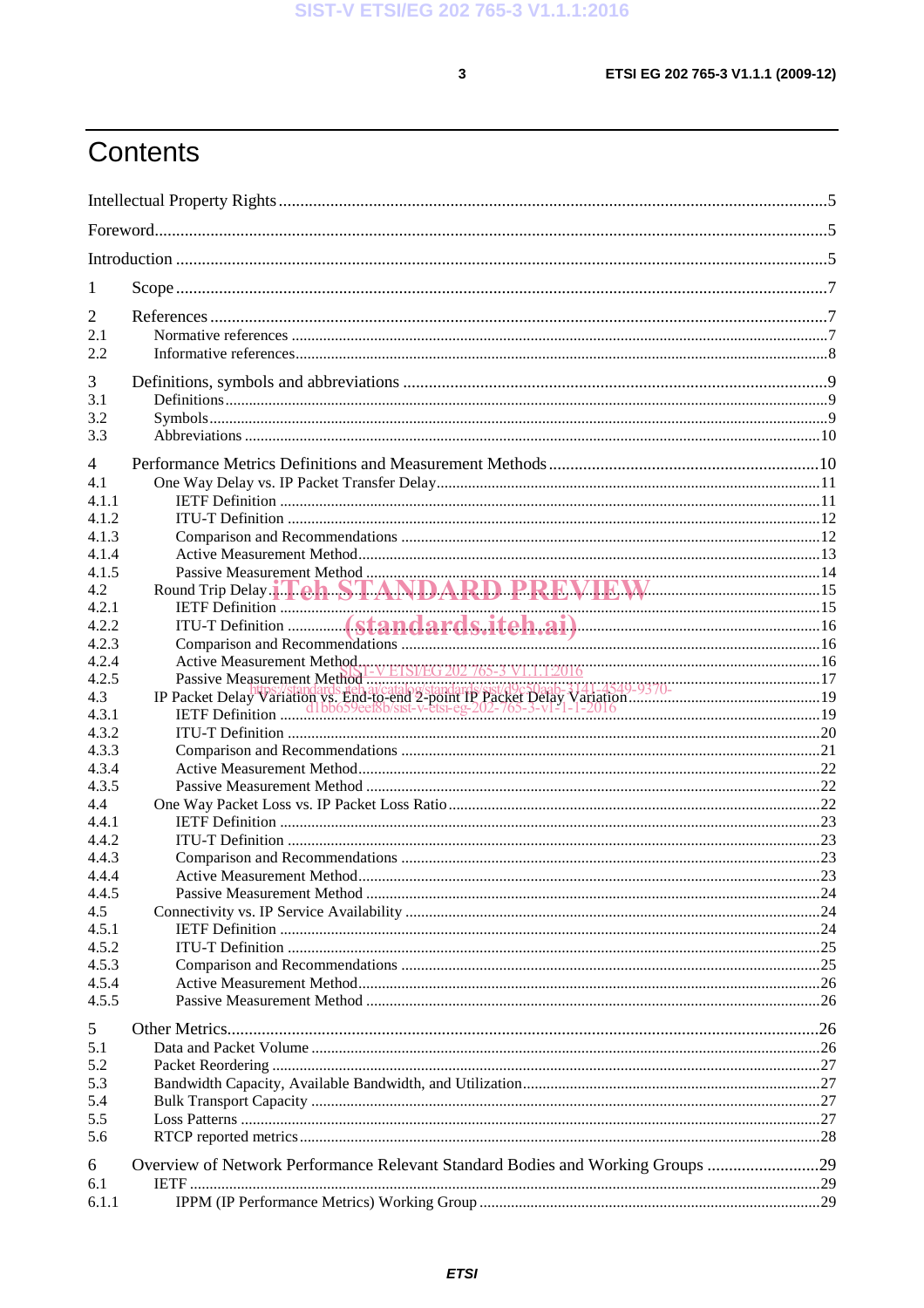# Contents

Intellectual Property Rights ....................................................................................................................5

Foreword....................................................................................................................................................5

Introduction ..............................................................................................................................................5

1 Scope ......................................................................................................................................................7

2 References ..............................................................................................................................................7
- 2.1 Normative references .........................................................................................................................7
- 2.2 Informative references........................................................................................................................8

3 Definitions, symbols and abbreviations ..................................................................................................9
- 3.1 Definitions..........................................................................................................................................9
- 3.2 Symbols..............................................................................................................................................9
- 3.3 Abbreviations ....................................................................................................................................10

4 Performance Metrics Definitions and Measurement Methods ..............................................................10
- 4.1 One Way Delay vs. IP Packet Transfer Delay...................................................................................11
  - 4.1.1 IETF Definition .........................................................................................................................11
  - 4.1.2 ITU-T Definition .......................................................................................................................12
  - 4.1.3 Comparison and Recommendations ..........................................................................................12
  - 4.1.4 Active Measurement Method.....................................................................................................13
  - 4.1.5 Passive Measurement Method ...................................................................................................14
- 4.2 Round Trip Delay..............................................................................................................................15
  - 4.2.1 IETF Definition .........................................................................................................................15
  - 4.2.2 ITU-T Definition .......................................................................................................................16
  - 4.2.3 Comparison and Recommendations ..........................................................................................16
  - 4.2.4 Active Measurement Method.....................................................................................................16
  - 4.2.5 Passive Measurement Method ...................................................................................................17
- 4.3 IP Packet Delay Variation vs. End-to-end 2-point IP Packet Delay Variation....................................19
  - 4.3.1 IETF Definition .........................................................................................................................19
  - 4.3.2 ITU-T Definition .......................................................................................................................20
  - 4.3.3 Comparison and Recommendations ..........................................................................................21
  - 4.3.4 Active Measurement Method.....................................................................................................22
  - 4.3.5 Passive Measurement Method ...................................................................................................22
- 4.4 One Way Packet Loss vs. IP Packet Loss Ratio ...............................................................................22
  - 4.4.1 IETF Definition .........................................................................................................................23
  - 4.4.2 ITU-T Definition .......................................................................................................................23
  - 4.4.3 Comparison and Recommendations ..........................................................................................23
  - 4.4.4 Active Measurement Method.....................................................................................................23
  - 4.4.5 Passive Measurement Method ...................................................................................................24
- 4.5 Connectivity vs. IP Service Availability ..........................................................................................24
  - 4.5.1 IETF Definition .........................................................................................................................24
  - 4.5.2 ITU-T Definition .......................................................................................................................25
  - 4.5.3 Comparison and Recommendations ..........................................................................................25
  - 4.5.4 Active Measurement Method.....................................................................................................26
  - 4.5.5 Passive Measurement Method ...................................................................................................26

5 Other Metrics.........................................................................................................................................26
- 5.1 Data and Packet Volume ...................................................................................................................26
- 5.2 Packet Reordering .............................................................................................................................27
- 5.3 Bandwidth Capacity, Available Bandwidth, and Utilization............................................................27
- 5.4 Bulk Transport Capacity ...................................................................................................................27
- 5.5 Loss Patterns .....................................................................................................................................27
- 5.6 RTCP reported metrics......................................................................................................................28

6 Overview of Network Performance Relevant Standard Bodies and Working Groups ..........................29
- 6.1 IETF ..................................................................................................................................................29
  - 6.1.1 IPPM (IP Performance Metrics) Working Group ......................................................................29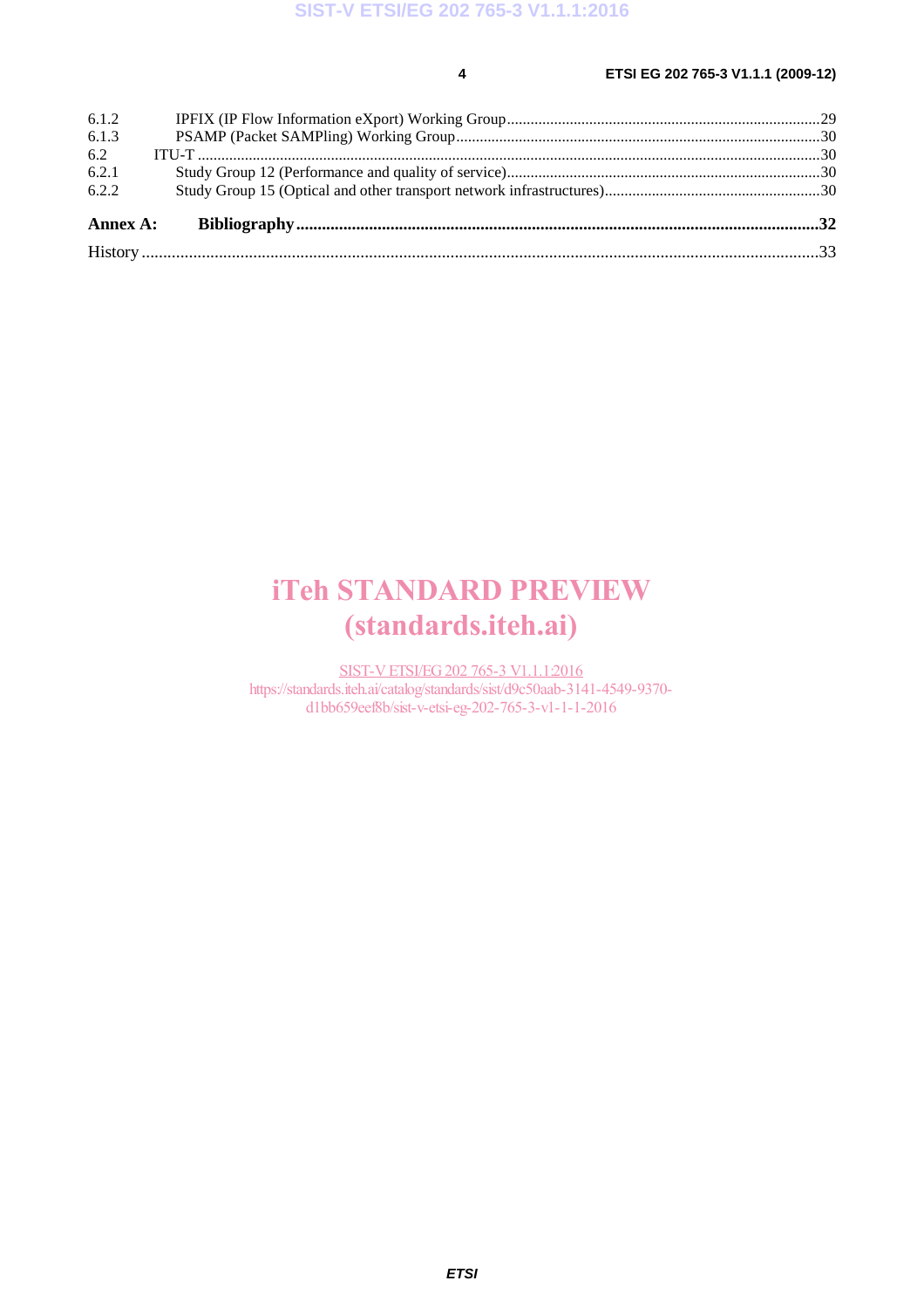| | | |
|---|---|---|
| 6.1.2 | IPFIX (IP Flow Information eXport) Working Group | 29 |
| 6.1.3 | PSAMP (Packet SAMPling) Working Group | 30 |
| 6.2 | ITU-T | 30 |
| 6.2.1 | Study Group 12 (Performance and quality of service) | 30 |
| 6.2.2 | Study Group 15 (Optical and other transport network infrastructures) | 30 |
| **Annex A:** | **Bibliography** | **32** |
| History | | 33 |

iTeh STANDARD PREVIEW
(standards.iteh.ai)

SIST-V ETSI/EG 202 765-3 V1.1.1:2016
https://standards.iteh.ai/catalog/standards/sist/d9c50aab-3141-4549-9370-d1bb659eef8b/sist-v-etsi-eg-202-765-3-v1-1-1-2016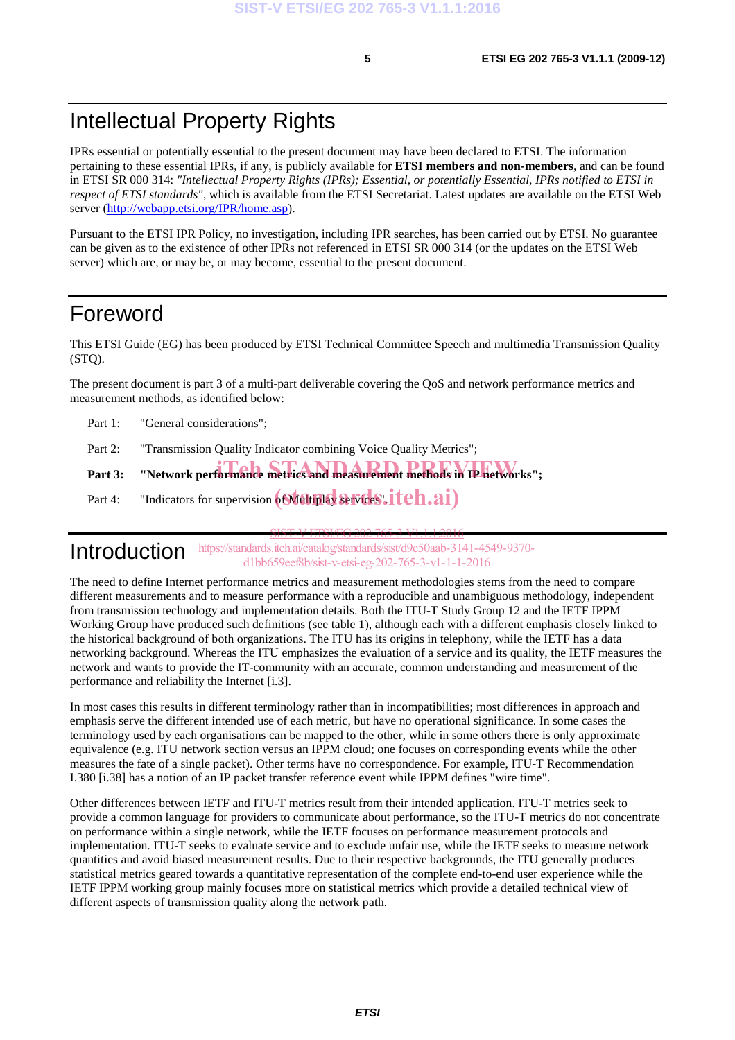# Intellectual Property Rights

IPRs essential or potentially essential to the present document may have been declared to ETSI. The information pertaining to these essential IPRs, if any, is publicly available for **ETSI members and non-members**, and can be found in ETSI SR 000 314: *"Intellectual Property Rights (IPRs); Essential, or potentially Essential, IPRs notified to ETSI in respect of ETSI standards"*, which is available from the ETSI Secretariat. Latest updates are available on the ETSI Web server (http://webapp.etsi.org/IPR/home.asp).

Pursuant to the ETSI IPR Policy, no investigation, including IPR searches, has been carried out by ETSI. No guarantee can be given as to the existence of other IPRs not referenced in ETSI SR 000 314 (or the updates on the ETSI Web server) which are, or may be, or may become, essential to the present document.

# Foreword

This ETSI Guide (EG) has been produced by ETSI Technical Committee Speech and multimedia Transmission Quality (STQ).

The present document is part 3 of a multi-part deliverable covering the QoS and network performance metrics and measurement methods, as identified below:

Part 1: "General considerations";

Part 2: "Transmission Quality Indicator combining Voice Quality Metrics";

**Part 3: "Network performance metrics and measurement methods in IP networks";**

Part 4: "Indicators for supervision of Multiplay services".

# Introduction

The need to define Internet performance metrics and measurement methodologies stems from the need to compare different measurements and to measure performance with a reproducible and unambiguous methodology, independent from transmission technology and implementation details. Both the ITU-T Study Group 12 and the IETF IPPM Working Group have produced such definitions (see table 1), although each with a different emphasis closely linked to the historical background of both organizations. The ITU has its origins in telephony, while the IETF has a data networking background. Whereas the ITU emphasizes the evaluation of a service and its quality, the IETF measures the network and wants to provide the IT-community with an accurate, common understanding and measurement of the performance and reliability the Internet [i.3].

In most cases this results in different terminology rather than in incompatibilities; most differences in approach and emphasis serve the different intended use of each metric, but have no operational significance. In some cases the terminology used by each organisations can be mapped to the other, while in some others there is only approximate equivalence (e.g. ITU network section versus an IPPM cloud; one focuses on corresponding events while the other measures the fate of a single packet). Other terms have no correspondence. For example, ITU-T Recommendation I.380 [i.38] has a notion of an IP packet transfer reference event while IPPM defines "wire time".

Other differences between IETF and ITU-T metrics result from their intended application. ITU-T metrics seek to provide a common language for providers to communicate about performance, so the ITU-T metrics do not concentrate on performance within a single network, while the IETF focuses on performance measurement protocols and implementation. ITU-T seeks to evaluate service and to exclude unfair use, while the IETF seeks to measure network quantities and avoid biased measurement results. Due to their respective backgrounds, the ITU generally produces statistical metrics geared towards a quantitative representation of the complete end-to-end user experience while the IETF IPPM working group mainly focuses more on statistical metrics which provide a detailed technical view of different aspects of transmission quality along the network path.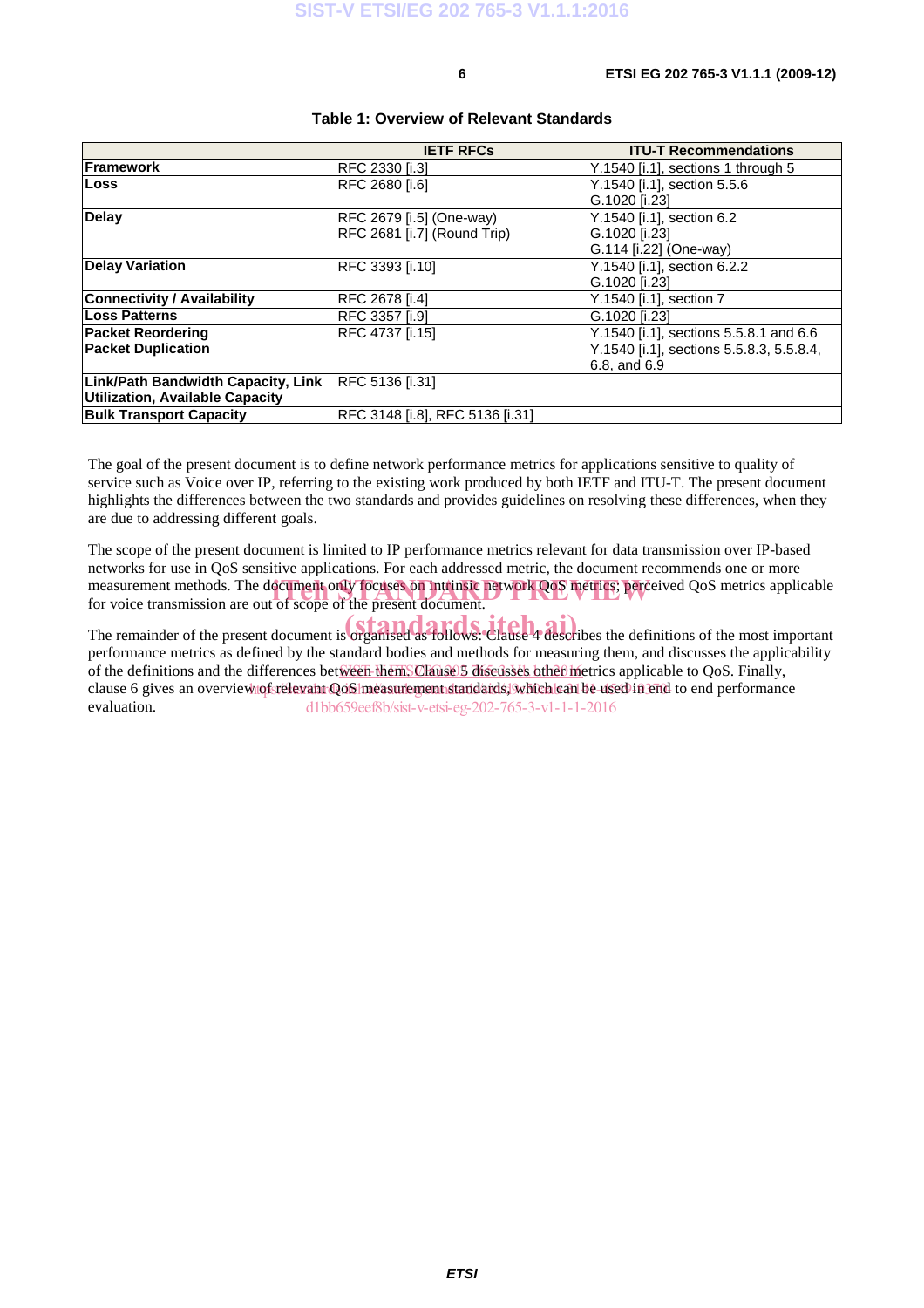**Table 1: Overview of Relevant Standards**

| | IETF RFCs | ITU-T Recommendations |
|---|---|---|
| **Framework** | RFC 2330 [i.3] | Y.1540 [i.1], sections 1 through 5 |
| **Loss** | RFC 2680 [i.6] | Y.1540 [i.1], section 5.5.6<br>G.1020 [i.23] |
| **Delay** | RFC 2679 [i.5] (One-way)<br>RFC 2681 [i.7] (Round Trip) | Y.1540 [i.1], section 6.2<br>G.1020 [i.23]<br>G.114 [i.22] (One-way) |
| **Delay Variation** | RFC 3393 [i.10] | Y.1540 [i.1], section 6.2.2<br>G.1020 [i.23] |
| **Connectivity / Availability** | RFC 2678 [i.4] | Y.1540 [i.1], section 7 |
| **Loss Patterns** | RFC 3357 [i.9] | G.1020 [i.23] |
| **Packet Reordering**<br>**Packet Duplication** | RFC 4737 [i.15] | Y.1540 [i.1], sections 5.5.8.1 and 6.6<br>Y.1540 [i.1], sections 5.5.8.3, 5.5.8.4, 6.8, and 6.9 |
| **Link/Path Bandwidth Capacity, Link Utilization, Available Capacity** | RFC 5136 [i.31] | |
| **Bulk Transport Capacity** | RFC 3148 [i.8], RFC 5136 [i.31] | |

The goal of the present document is to define network performance metrics for applications sensitive to quality of service such as Voice over IP, referring to the existing work produced by both IETF and ITU-T. The present document highlights the differences between the two standards and provides guidelines on resolving these differences, when they are due to addressing different goals.

The scope of the present document is limited to IP performance metrics relevant for data transmission over IP-based networks for use in QoS sensitive applications. For each addressed metric, the document recommends one or more measurement methods. The document only focuses on intrinsic network QoS metrics; perceived QoS metrics applicable for voice transmission are out of scope of the present document.

The remainder of the present document is organised as follows: Clause 4 describes the definitions of the most important performance metrics as defined by the standard bodies and methods for measuring them, and discusses the applicability of the definitions and the differences between them. Clause 5 discusses other metrics applicable to QoS. Finally, clause 6 gives an overview of relevant QoS measurement standards, which can be used in end to end performance evaluation.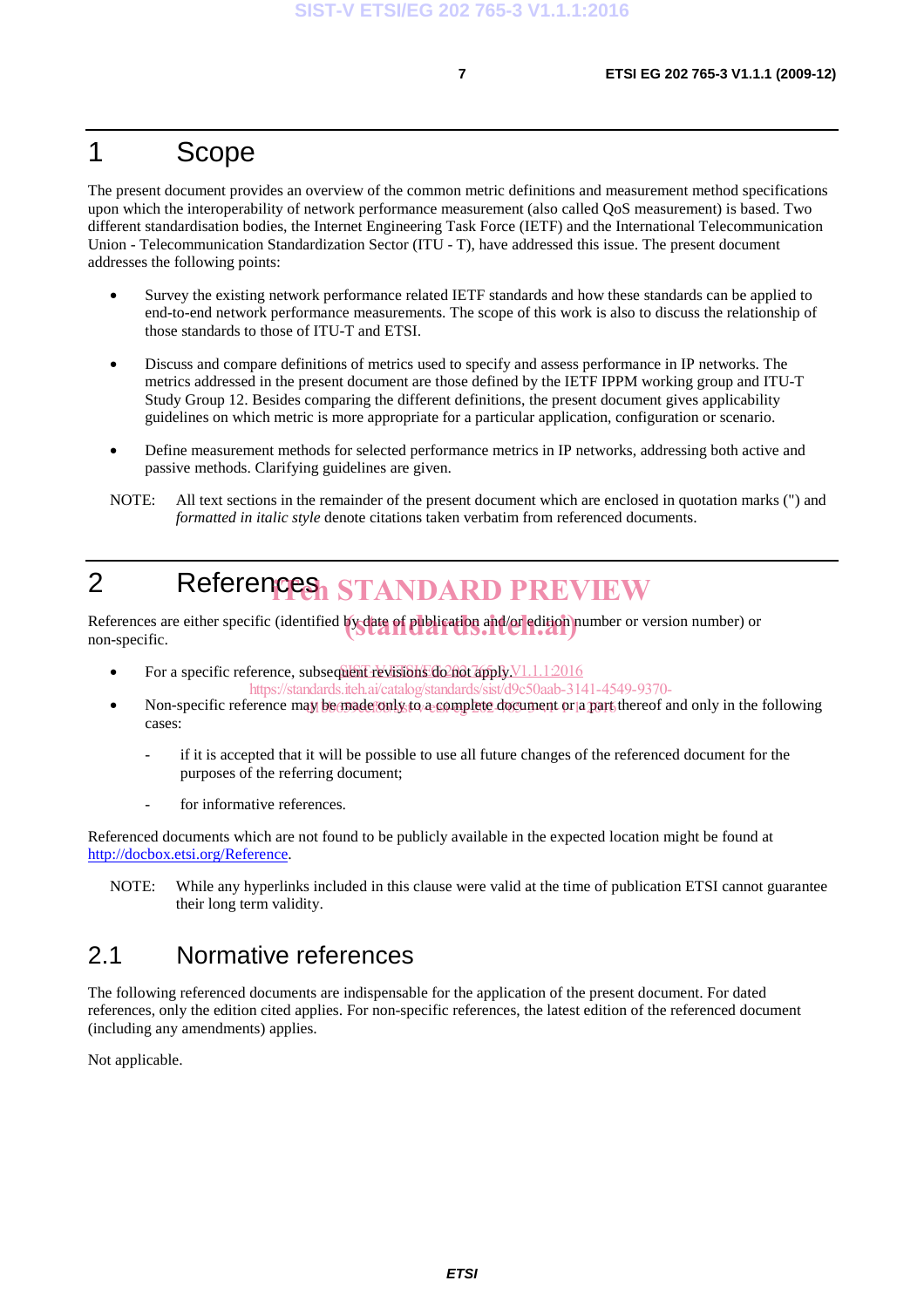# 1 Scope

The present document provides an overview of the common metric definitions and measurement method specifications upon which the interoperability of network performance measurement (also called QoS measurement) is based. Two different standardisation bodies, the Internet Engineering Task Force (IETF) and the International Telecommunication Union - Telecommunication Standardization Sector (ITU - T), have addressed this issue. The present document addresses the following points:

- Survey the existing network performance related IETF standards and how these standards can be applied to end-to-end network performance measurements. The scope of this work is also to discuss the relationship of those standards to those of ITU-T and ETSI.
- Discuss and compare definitions of metrics used to specify and assess performance in IP networks. The metrics addressed in the present document are those defined by the IETF IPPM working group and ITU-T Study Group 12. Besides comparing the different definitions, the present document gives applicability guidelines on which metric is more appropriate for a particular application, configuration or scenario.
- Define measurement methods for selected performance metrics in IP networks, addressing both active and passive methods. Clarifying guidelines are given.

NOTE: All text sections in the remainder of the present document which are enclosed in quotation marks (") and *formatted in italic style* denote citations taken verbatim from referenced documents.

# 2 References

References are either specific (identified by date of publication and/or edition number or version number) or non-specific.

- For a specific reference, subsequent revisions do not apply.
- Non-specific reference may be made only to a complete document or a part thereof and only in the following cases:
  - if it is accepted that it will be possible to use all future changes of the referenced document for the purposes of the referring document;
  - for informative references.

Referenced documents which are not found to be publicly available in the expected location might be found at http://docbox.etsi.org/Reference.

NOTE: While any hyperlinks included in this clause were valid at the time of publication ETSI cannot guarantee their long term validity.

## 2.1 Normative references

The following referenced documents are indispensable for the application of the present document. For dated references, only the edition cited applies. For non-specific references, the latest edition of the referenced document (including any amendments) applies.

Not applicable.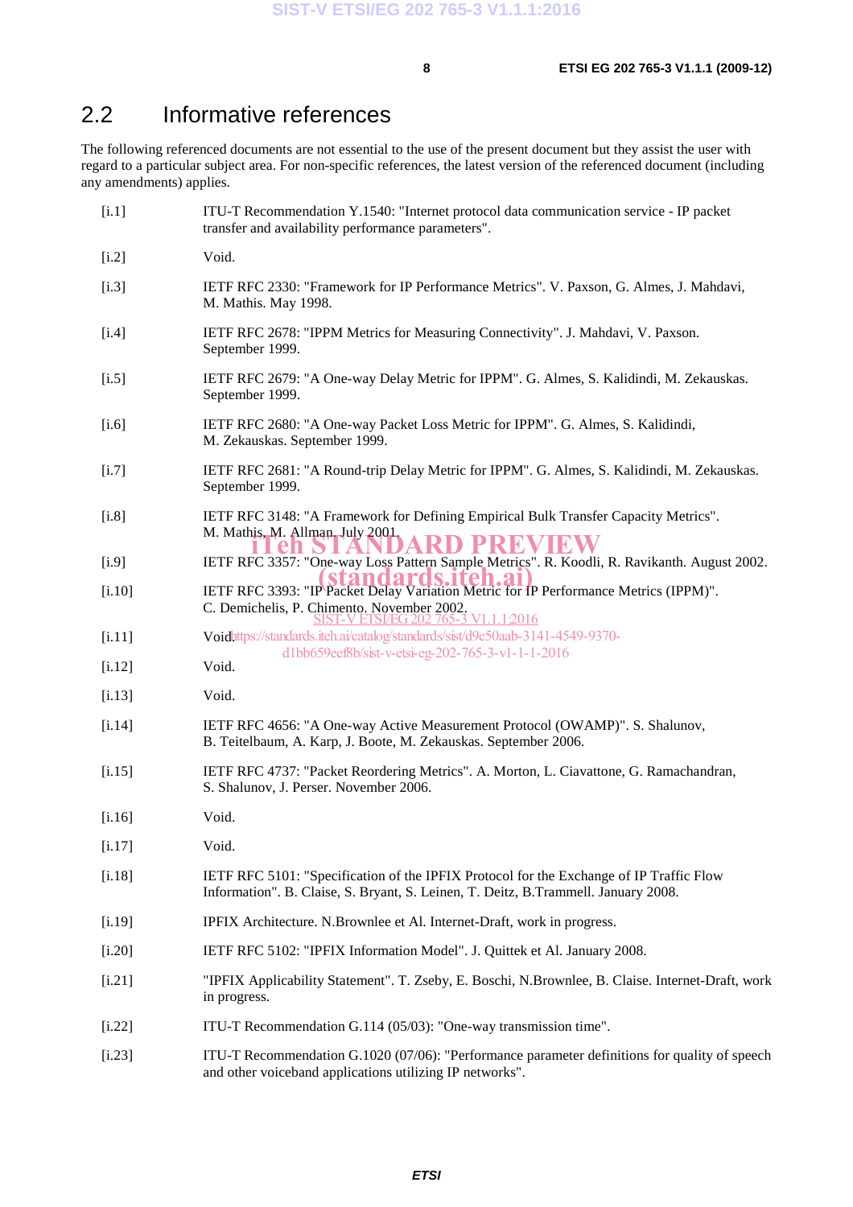## 2.2 Informative references

The following referenced documents are not essential to the use of the present document but they assist the user with regard to a particular subject area. For non-specific references, the latest version of the referenced document (including any amendments) applies.

[i.1] ITU-T Recommendation Y.1540: "Internet protocol data communication service - IP packet transfer and availability performance parameters".

[i.2] Void.

[i.3] IETF RFC 2330: "Framework for IP Performance Metrics". V. Paxson, G. Almes, J. Mahdavi, M. Mathis. May 1998.

[i.4] IETF RFC 2678: "IPPM Metrics for Measuring Connectivity". J. Mahdavi, V. Paxson. September 1999.

[i.5] IETF RFC 2679: "A One-way Delay Metric for IPPM". G. Almes, S. Kalidindi, M. Zekauskas. September 1999.

[i.6] IETF RFC 2680: "A One-way Packet Loss Metric for IPPM". G. Almes, S. Kalidindi, M. Zekauskas. September 1999.

[i.7] IETF RFC 2681: "A Round-trip Delay Metric for IPPM". G. Almes, S. Kalidindi, M. Zekauskas. September 1999.

[i.8] IETF RFC 3148: "A Framework for Defining Empirical Bulk Transfer Capacity Metrics". M. Mathis, M. Allman. July 2001.

[i.9] IETF RFC 3357: "One-way Loss Pattern Sample Metrics". R. Koodli, R. Ravikanth. August 2002.

[i.10] IETF RFC 3393: "IP Packet Delay Variation Metric for IP Performance Metrics (IPPM)". C. Demichelis, P. Chimento. November 2002.

[i.11] Void.

[i.12] Void.

[i.13] Void.

[i.14] IETF RFC 4656: "A One-way Active Measurement Protocol (OWAMP)". S. Shalunov, B. Teitelbaum, A. Karp, J. Boote, M. Zekauskas. September 2006.

[i.15] IETF RFC 4737: "Packet Reordering Metrics". A. Morton, L. Ciavattone, G. Ramachandran, S. Shalunov, J. Perser. November 2006.

[i.16] Void.

[i.17] Void.

[i.18] IETF RFC 5101: "Specification of the IPFIX Protocol for the Exchange of IP Traffic Flow Information". B. Claise, S. Bryant, S. Leinen, T. Deitz, B.Trammell. January 2008.

[i.19] IPFIX Architecture. N.Brownlee et Al. Internet-Draft, work in progress.

[i.20] IETF RFC 5102: "IPFIX Information Model". J. Quittek et Al. January 2008.

[i.21] "IPFIX Applicability Statement". T. Zseby, E. Boschi, N.Brownlee, B. Claise. Internet-Draft, work in progress.

[i.22] ITU-T Recommendation G.114 (05/03): "One-way transmission time".

[i.23] ITU-T Recommendation G.1020 (07/06): "Performance parameter definitions for quality of speech and other voiceband applications utilizing IP networks".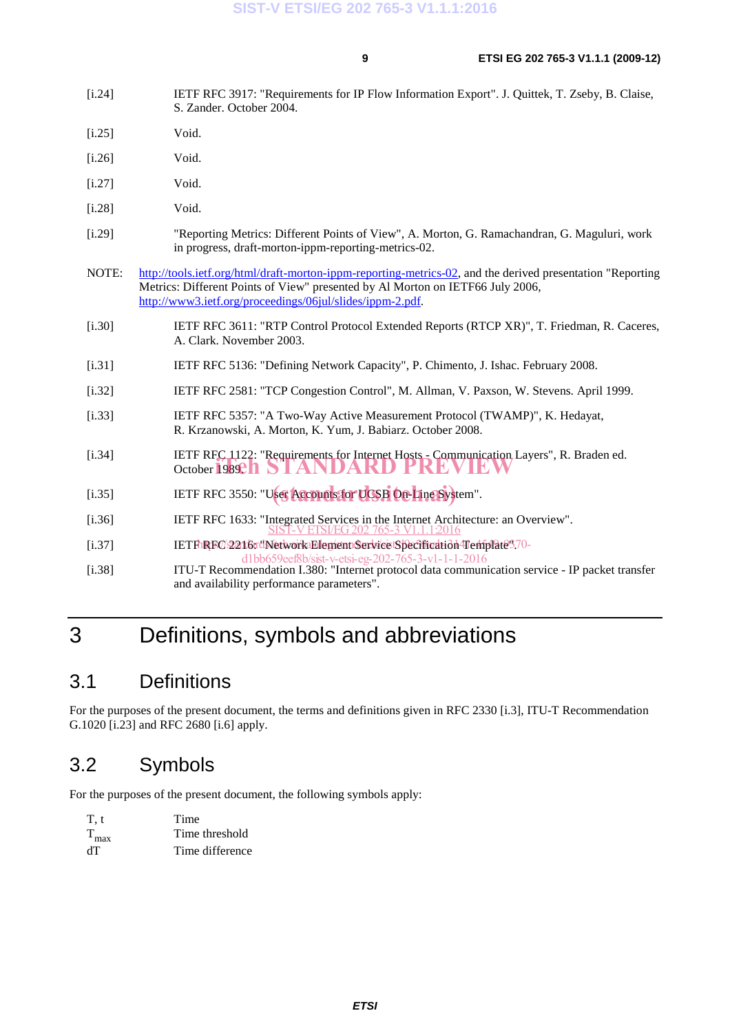[i.24] IETF RFC 3917: "Requirements for IP Flow Information Export". J. Quittek, T. Zseby, B. Claise, S. Zander. October 2004.

[i.25] Void.

[i.26] Void.

[i.27] Void.

[i.28] Void.

[i.29] "Reporting Metrics: Different Points of View", A. Morton, G. Ramachandran, G. Maguluri, work in progress, draft-morton-ippm-reporting-metrics-02.

NOTE: http://tools.ietf.org/html/draft-morton-ippm-reporting-metrics-02, and the derived presentation "Reporting Metrics: Different Points of View" presented by Al Morton on IETF66 July 2006, http://www3.ietf.org/proceedings/06jul/slides/ippm-2.pdf.

[i.30] IETF RFC 3611: "RTP Control Protocol Extended Reports (RTCP XR)", T. Friedman, R. Caceres, A. Clark. November 2003.

[i.31] IETF RFC 5136: "Defining Network Capacity", P. Chimento, J. Ishac. February 2008.

[i.32] IETF RFC 2581: "TCP Congestion Control", M. Allman, V. Paxson, W. Stevens. April 1999.

[i.33] IETF RFC 5357: "A Two-Way Active Measurement Protocol (TWAMP)", K. Hedayat, R. Krzanowski, A. Morton, K. Yum, J. Babiarz. October 2008.

[i.34] IETF RFC 1122: "Requirements for Internet Hosts - Communication Layers", R. Braden ed. October 1989.

[i.35] IETF RFC 3550: "User Accounts for UCSB On-Line System".

[i.36] IETF RFC 1633: "Integrated Services in the Internet Architecture: an Overview".

[i.37] IETF RFC 2216: "Network Element Service Specification Template".

[i.38] ITU-T Recommendation I.380: "Internet protocol data communication service - IP packet transfer and availability performance parameters".

# 3 Definitions, symbols and abbreviations

## 3.1 Definitions

For the purposes of the present document, the terms and definitions given in RFC 2330 [i.3], ITU-T Recommendation G.1020 [i.23] and RFC 2680 [i.6] apply.

## 3.2 Symbols

For the purposes of the present document, the following symbols apply:

| | |
|---|---|
| T, t | Time |
| $T_{max}$ | Time threshold |
| dT | Time difference |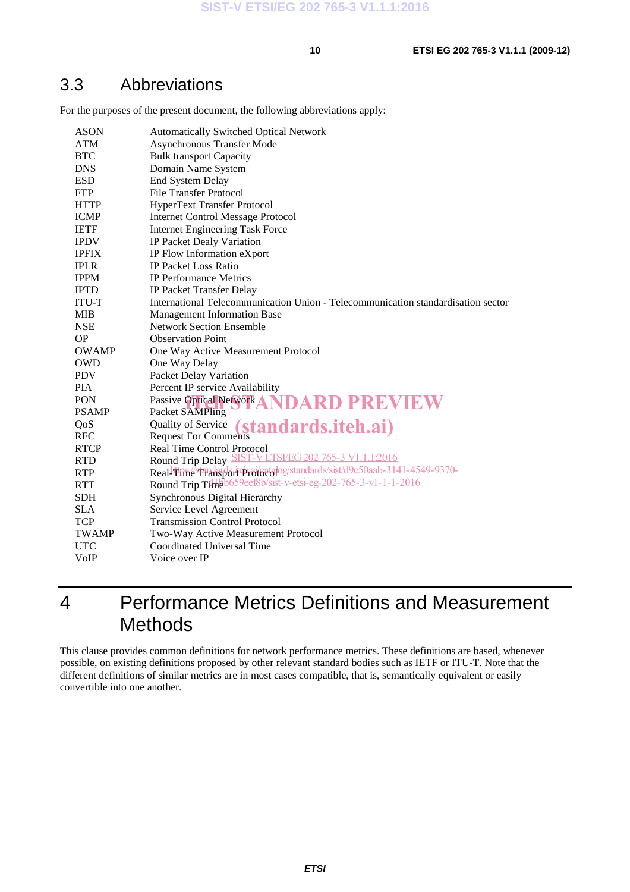## 3.3 Abbreviations

For the purposes of the present document, the following abbreviations apply:

| | |
|---|---|
| ASON | Automatically Switched Optical Network |
| ATM | Asynchronous Transfer Mode |
| BTC | Bulk transport Capacity |
| DNS | Domain Name System |
| ESD | End System Delay |
| FTP | File Transfer Protocol |
| HTTP | HyperText Transfer Protocol |
| ICMP | Internet Control Message Protocol |
| IETF | Internet Engineering Task Force |
| IPDV | IP Packet Dealy Variation |
| IPFIX | IP Flow Information eXport |
| IPLR | IP Packet Loss Ratio |
| IPPM | IP Performance Metrics |
| IPTD | IP Packet Transfer Delay |
| ITU-T | International Telecommunication Union - Telecommunication standardisation sector |
| MIB | Management Information Base |
| NSE | Network Section Ensemble |
| OP | Observation Point |
| OWAMP | One Way Active Measurement Protocol |
| OWD | One Way Delay |
| PDV | Packet Delay Variation |
| PIA | Percent IP service Availability |
| PON | Passive Optical Network |
| PSAMP | Packet SAMPling |
| QoS | Quality of Service |
| RFC | Request For Comments |
| RTCP | Real Time Control Protocol |
| RTD | Round Trip Delay |
| RTP | Real-Time Transport Protocol |
| RTT | Round Trip Time |
| SDH | Synchronous Digital Hierarchy |
| SLA | Service Level Agreement |
| TCP | Transmission Control Protocol |
| TWAMP | Two-Way Active Measurement Protocol |
| UTC | Coordinated Universal Time |
| VoIP | Voice over IP |

# 4 Performance Metrics Definitions and Measurement Methods

This clause provides common definitions for network performance metrics. These definitions are based, whenever possible, on existing definitions proposed by other relevant standard bodies such as IETF or ITU-T. Note that the different definitions of similar metrics are in most cases compatible, that is, semantically equivalent or easily convertible into one another.